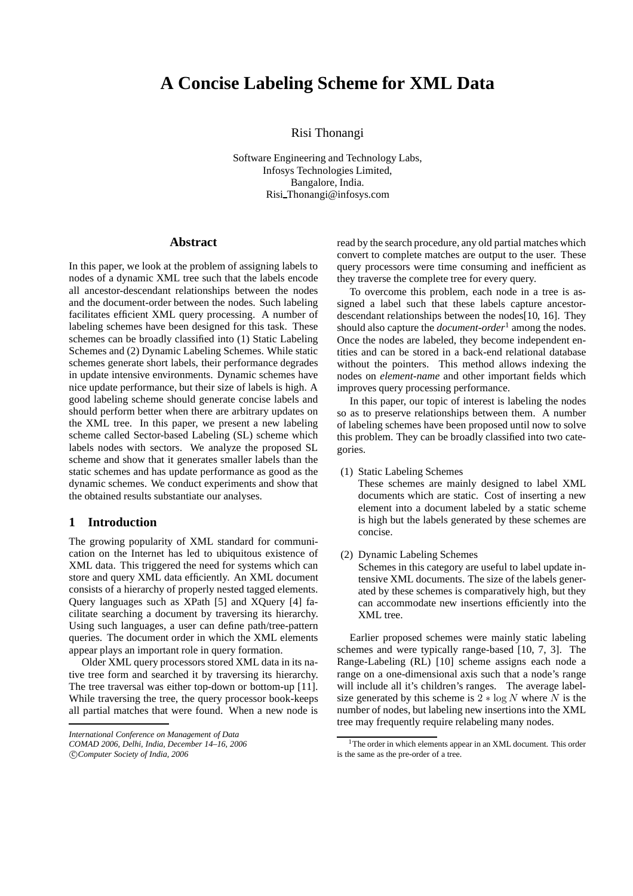# A Concise Labeling Scheme for XML Data

Risi Thonangi

Software Engineering and Technology Labs,
Infosys Technologies Limited,
Bangalore, India.
Risi_Thonangi@infosys.com

## Abstract

In this paper, we look at the problem of assigning labels to nodes of a dynamic XML tree such that the labels encode all ancestor-descendant relationships between the nodes and the document-order between the nodes. Such labeling facilitates efficient XML query processing. A number of labeling schemes have been designed for this task. These schemes can be broadly classified into (1) Static Labeling Schemes and (2) Dynamic Labeling Schemes. While static schemes generate short labels, their performance degrades in update intensive environments. Dynamic schemes have nice update performance, but their size of labels is high. A good labeling scheme should generate concise labels and should perform better when there are arbitrary updates on the XML tree. In this paper, we present a new labeling scheme called Sector-based Labeling (SL) scheme which labels nodes with sectors. We analyze the proposed SL scheme and show that it generates smaller labels than the static schemes and has update performance as good as the dynamic schemes. We conduct experiments and show that the obtained results substantiate our analyses.

## 1 Introduction

The growing popularity of XML standard for communication on the Internet has led to ubiquitous existence of XML data. This triggered the need for systems which can store and query XML data efficiently. An XML document consists of a hierarchy of properly nested tagged elements. Query languages such as XPath [5] and XQuery [4] facilitate searching a document by traversing its hierarchy. Using such languages, a user can define path/tree-pattern queries. The document order in which the XML elements appear plays an important role in query formation.

Older XML query processors stored XML data in its native tree form and searched it by traversing its hierarchy. The tree traversal was either top-down or bottom-up [11]. While traversing the tree, the query processor book-keeps all partial matches that were found. When a new node is read by the search procedure, any old partial matches which convert to complete matches are output to the user. These query processors were time consuming and inefficient as they traverse the complete tree for every query.

To overcome this problem, each node in a tree is assigned a label such that these labels capture ancestor-descendant relationships between the nodes[10, 16]. They should also capture the *document-order*[1] among the nodes. Once the nodes are labeled, they become independent entities and can be stored in a back-end relational database without the pointers. This method allows indexing the nodes on *element-name* and other important fields which improves query processing performance.

In this paper, our topic of interest is labeling the nodes so as to preserve relationships between them. A number of labeling schemes have been proposed until now to solve this problem. They can be broadly classified into two categories.

(1) Static Labeling Schemes
These schemes are mainly designed to label XML documents which are static. Cost of inserting a new element into a document labeled by a static scheme is high but the labels generated by these schemes are concise.

(2) Dynamic Labeling Schemes
Schemes in this category are useful to label update intensive XML documents. The size of the labels generated by these schemes is comparatively high, but they can accommodate new insertions efficiently into the XML tree.

Earlier proposed schemes were mainly static labeling schemes and were typically range-based [10, 7, 3]. The Range-Labeling (RL) [10] scheme assigns each node a range on a one-dimensional axis such that a node's range will include all it's children's ranges. The average label-size generated by this scheme is $2 * \log N$ where $N$ is the number of nodes, but labeling new insertions into the XML tree may frequently require relabeling many nodes.

[1] The order in which elements appear in an XML document. This order is the same as the pre-order of a tree.

*International Conference on Management of Data*
*COMAD 2006, Delhi, India, December 14–16, 2006*
*©Computer Society of India, 2006*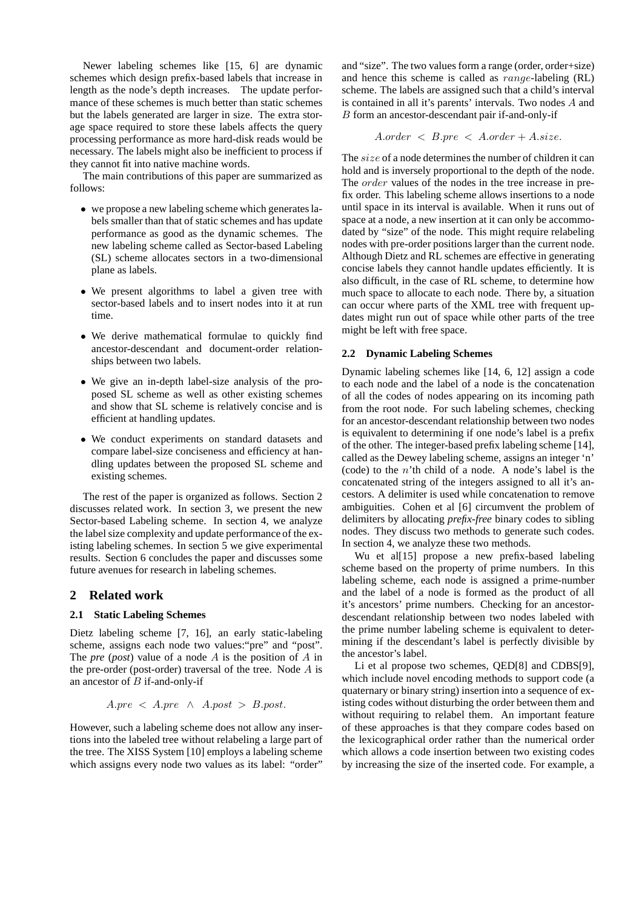Newer labeling schemes like [15, 6] are dynamic schemes which design prefix-based labels that increase in length as the node's depth increases. The update performance of these schemes is much better than static schemes but the labels generated are larger in size. The extra storage space required to store these labels affects the query processing performance as more hard-disk reads would be necessary. The labels might also be inefficient to process if they cannot fit into native machine words.

The main contributions of this paper are summarized as follows:

- we propose a new labeling scheme which generates labels smaller than that of static schemes and has update performance as good as the dynamic schemes. The new labeling scheme called as Sector-based Labeling (SL) scheme allocates sectors in a two-dimensional plane as labels.
- We present algorithms to label a given tree with sector-based labels and to insert nodes into it at run time.
- We derive mathematical formulae to quickly find ancestor-descendant and document-order relationships between two labels.
- We give an in-depth label-size analysis of the proposed SL scheme as well as other existing schemes and show that SL scheme is relatively concise and is efficient at handling updates.
- We conduct experiments on standard datasets and compare label-size conciseness and efficiency at handling updates between the proposed SL scheme and existing schemes.

The rest of the paper is organized as follows. Section 2 discusses related work. In section 3, we present the new Sector-based Labeling scheme. In section 4, we analyze the label size complexity and update performance of the existing labeling schemes. In section 5 we give experimental results. Section 6 concludes the paper and discusses some future avenues for research in labeling schemes.

## 2 Related work

### 2.1 Static Labeling Schemes

Dietz labeling scheme [7, 16], an early static-labeling scheme, assigns each node two values:"pre" and "post". The *pre* (*post*) value of a node $A$ is the position of $A$ in the pre-order (post-order) traversal of the tree. Node $A$ is an ancestor of $B$ if-and-only-if

$$A.pre \ < \ A.pre \ \wedge \ A.post \ > \ B.post.$$

However, such a labeling scheme does not allow any insertions into the labeled tree without relabeling a large part of the tree. The XISS System [10] employs a labeling scheme which assigns every node two values as its label: "order" and "size". The two values form a range (order, order+size) and hence this scheme is called as $range$-labeling (RL) scheme. The labels are assigned such that a child's interval is contained in all it's parents' intervals. Two nodes $A$ and $B$ form an ancestor-descendant pair if-and-only-if

$$A.order \ < \ B.pre \ < \ A.order + A.size.$$

The $size$ of a node determines the number of children it can hold and is inversely proportional to the depth of the node. The $order$ values of the nodes in the tree increase in prefix order. This labeling scheme allows insertions to a node until space in its interval is available. When it runs out of space at a node, a new insertion at it can only be accommodated by "size" of the node. This might require relabeling nodes with pre-order positions larger than the current node. Although Dietz and RL schemes are effective in generating concise labels they cannot handle updates efficiently. It is also difficult, in the case of RL scheme, to determine how much space to allocate to each node. There by, a situation can occur where parts of the XML tree with frequent updates might run out of space while other parts of the tree might be left with free space.

### 2.2 Dynamic Labeling Schemes

Dynamic labeling schemes like [14, 6, 12] assign a code to each node and the label of a node is the concatenation of all the codes of nodes appearing on its incoming path from the root node. For such labeling schemes, checking for an ancestor-descendant relationship between two nodes is equivalent to determining if one node's label is a prefix of the other. The integer-based prefix labeling scheme [14], called as the Dewey labeling scheme, assigns an integer 'n' (code) to the $n$'th child of a node. A node's label is the concatenated string of the integers assigned to all it's ancestors. A delimiter is used while concatenation to remove ambiguities. Cohen et al [6] circumvent the problem of delimiters by allocating *prefix-free* binary codes to sibling nodes. They discuss two methods to generate such codes. In section 4, we analyze these two methods.

Wu et al[15] propose a new prefix-based labeling scheme based on the property of prime numbers. In this labeling scheme, each node is assigned a prime-number and the label of a node is formed as the product of all it's ancestors' prime numbers. Checking for an ancestor-descendant relationship between two nodes labeled with the prime number labeling scheme is equivalent to determining if the descendant's label is perfectly divisible by the ancestor's label.

Li et al propose two schemes, QED[8] and CDBS[9], which include novel encoding methods to support code (a quaternary or binary string) insertion into a sequence of existing codes without disturbing the order between them and without requiring to relabel them. An important feature of these approaches is that they compare codes based on the lexicographical order rather than the numerical order which allows a code insertion between two existing codes by increasing the size of the inserted code. For example, a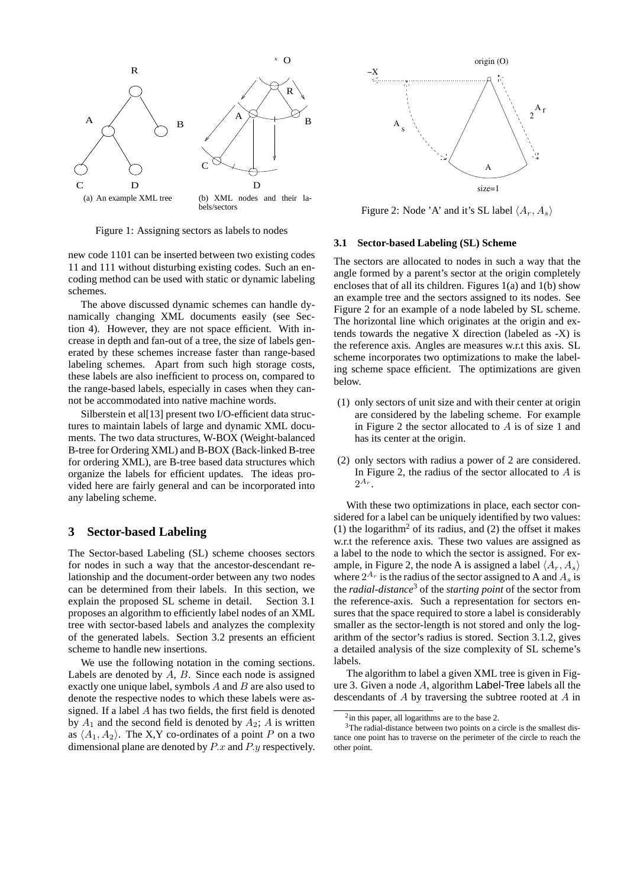(a) An example XML tree

(b) XML nodes and their labels/sectors

Figure 1: Assigning sectors as labels to nodes

Figure 2: Node 'A' and it's SL label $\langle A_r, A_s \rangle$

new code 1101 can be inserted between two existing codes 11 and 111 without disturbing existing codes. Such an encoding method can be used with static or dynamic labeling schemes.

The above discussed dynamic schemes can handle dynamically changing XML documents easily (see Section 4). However, they are not space efficient. With increase in depth and fan-out of a tree, the size of labels generated by these schemes increase faster than range-based labeling schemes. Apart from such high storage costs, these labels are also inefficient to process on, compared to the range-based labels, especially in cases when they cannot be accommodated into native machine words.

Silberstein et al[13] present two I/O-efficient data structures to maintain labels of large and dynamic XML documents. The two data structures, W-BOX (Weight-balanced B-tree for Ordering XML) and B-BOX (Back-linked B-tree for ordering XML), are B-tree based data structures which organize the labels for efficient updates. The ideas provided here are fairly general and can be incorporated into any labeling scheme.

# 3 Sector-based Labeling

The Sector-based Labeling (SL) scheme chooses sectors for nodes in such a way that the ancestor-descendant relationship and the document-order between any two nodes can be determined from their labels. In this section, we explain the proposed SL scheme in detail. Section 3.1 proposes an algorithm to efficiently label nodes of an XML tree with sector-based labels and analyzes the complexity of the generated labels. Section 3.2 presents an efficient scheme to handle new insertions.

We use the following notation in the coming sections. Labels are denoted by $A$, $B$. Since each node is assigned exactly one unique label, symbols $A$ and $B$ are also used to denote the respective nodes to which these labels were assigned. If a label $A$ has two fields, the first field is denoted by $A_1$ and the second field is denoted by $A_2$; $A$ is written as $\langle A_1, A_2 \rangle$. The X,Y co-ordinates of a point $P$ on a two dimensional plane are denoted by $P.x$ and $P.y$ respectively.

## 3.1 Sector-based Labeling (SL) Scheme

The sectors are allocated to nodes in such a way that the angle formed by a parent's sector at the origin completely encloses that of all its children. Figures 1(a) and 1(b) show an example tree and the sectors assigned to its nodes. See Figure 2 for an example of a node labeled by SL scheme. The horizontal line which originates at the origin and extends towards the negative X direction (labeled as -X) is the reference axis. Angles are measures w.r.t this axis. SL scheme incorporates two optimizations to make the labeling scheme space efficient. The optimizations are given below.

(1) only sectors of unit size and with their center at origin are considered by the labeling scheme. For example in Figure 2 the sector allocated to $A$ is of size 1 and has its center at the origin.

(2) only sectors with radius a power of 2 are considered. In Figure 2, the radius of the sector allocated to $A$ is $2^{A_r}$.

With these two optimizations in place, each sector considered for a label can be uniquely identified by two values: (1) the logarithm[2] of its radius, and (2) the offset it makes w.r.t the reference axis. These two values are assigned as a label to the node to which the sector is assigned. For example, in Figure 2, the node A is assigned a label $\langle A_r, A_s \rangle$ where $2^{A_r}$ is the radius of the sector assigned to A and $A_s$ is the *radial-distance*[3] of the *starting point* of the sector from the reference-axis. Such a representation for sectors ensures that the space required to store a label is considerably smaller as the sector-length is not stored and only the logarithm of the sector's radius is stored. Section 3.1.2, gives a detailed analysis of the size complexity of SL scheme's labels.

The algorithm to label a given XML tree is given in Figure 3. Given a node $A$, algorithm Label-Tree labels all the descendants of $A$ by traversing the subtree rooted at $A$ in

[2] in this paper, all logarithms are to the base 2.

[3] The radial-distance between two points on a circle is the smallest distance one point has to traverse on the perimeter of the circle to reach the other point.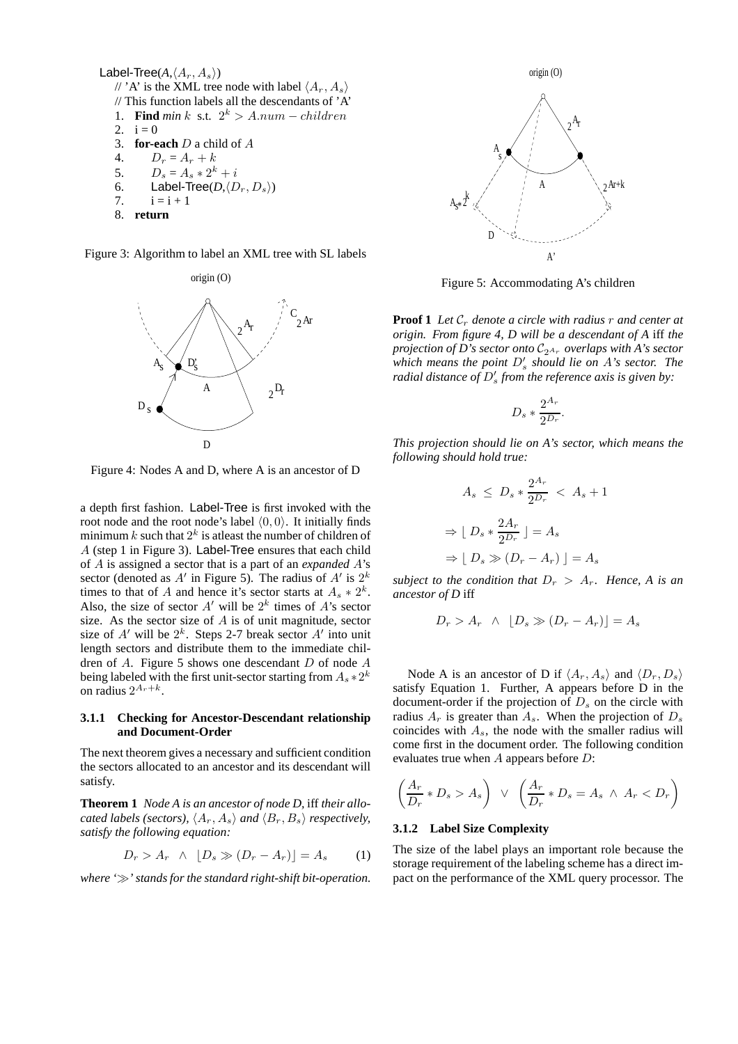```
Label-Tree(A,⟨A_r, A_s⟩)
    // 'A' is the XML tree node with label ⟨A_r, A_s⟩
    // This function labels all the descendants of 'A'
    1. Find min k s.t. 2^k > A.num − children
    2. i = 0
    3. for-each D a child of A
    4.     D_r = A_r + k
    5.     D_s = A_s * 2^k + i
    6.     Label-Tree(D,⟨D_r, D_s⟩)
    7.     i = i + 1
    8. return
```

Figure 3: Algorithm to label an XML tree with SL labels

Figure 4: Nodes A and D, where A is an ancestor of D

a depth first fashion. Label-Tree is first invoked with the root node and the root node's label $\langle 0, 0\rangle$. It initially finds minimum $k$ such that $2^k$ is atleast the number of children of $A$ (step 1 in Figure 3). Label-Tree ensures that each child of $A$ is assigned a sector that is a part of an *expanded* $A$'s sector (denoted as $A'$ in Figure 5). The radius of $A'$ is $2^k$ times to that of $A$ and hence it's sector starts at $A_s * 2^k$. Also, the size of sector $A'$ will be $2^k$ times of $A$'s sector size. As the sector size of $A$ is of unit magnitude, sector size of $A'$ will be $2^k$. Steps 2-7 break sector $A'$ into unit length sectors and distribute them to the immediate children of $A$. Figure 5 shows one descendant $D$ of node $A$ being labeled with the first unit-sector starting from $A_s * 2^k$ on radius $2^{A_r+k}$.

#### 3.1.1 Checking for Ancestor-Descendant relationship and Document-Order

The next theorem gives a necessary and sufficient condition the sectors allocated to an ancestor and its descendant will satisfy.

**Theorem 1** *Node A is an ancestor of node D,* iff *their allocated labels (sectors), $\langle A_r, A_s\rangle$ and $\langle B_r, B_s\rangle$ respectively, satisfy the following equation:*

$$D_r > A_r \;\wedge\; \lfloor D_s \gg (D_r - A_r)\rfloor = A_s \tag{1}$$

*where '$\gg$' stands for the standard right-shift bit-operation.*

Figure 5: Accommodating A's children

**Proof 1** *Let $\mathcal{C}_r$ denote a circle with radius $r$ and center at origin. From figure 4, D will be a descendant of A* iff *the projection of D's sector onto $\mathcal{C}_{2^{A_r}}$ overlaps with A's sector which means the point $D'_s$ should lie on A's sector. The radial distance of $D'_s$ from the reference axis is given by:*

$$D_s * \frac{2^{A_r}}{2^{D_r}}.$$

*This projection should lie on A's sector, which means the following should hold true:*

$$A_s \;\leq\; D_s * \frac{2^{A_r}}{2^{D_r}} \;<\; A_s + 1$$

$$\Rightarrow \lfloor\, D_s * \frac{2A_r}{2^{D_r}} \,\rfloor = A_s$$

$$\Rightarrow \lfloor\, D_s \gg (D_r - A_r) \,\rfloor = A_s$$

*subject to the condition that $D_r > A_r$. Hence, A is an ancestor of D* iff

$$D_r > A_r \;\wedge\; \lfloor D_s \gg (D_r - A_r)\rfloor = A_s$$

Node A is an ancestor of D if $\langle A_r, A_s\rangle$ and $\langle D_r, D_s\rangle$ satisfy Equation 1. Further, A appears before D in the document-order if the projection of $D_s$ on the circle with radius $A_r$ is greater than $A_s$. When the projection of $D_s$ coincides with $A_s$, the node with the smaller radius will come first in the document order. The following condition evaluates true when $A$ appears before $D$:

$$\left(\frac{A_r}{D_r} * D_s > A_s\right) \;\vee\; \left(\frac{A_r}{D_r} * D_s = A_s \;\wedge\; A_r < D_r\right)$$

#### 3.1.2 Label Size Complexity

The size of the label plays an important role because the storage requirement of the labeling scheme has a direct impact on the performance of the XML query processor. The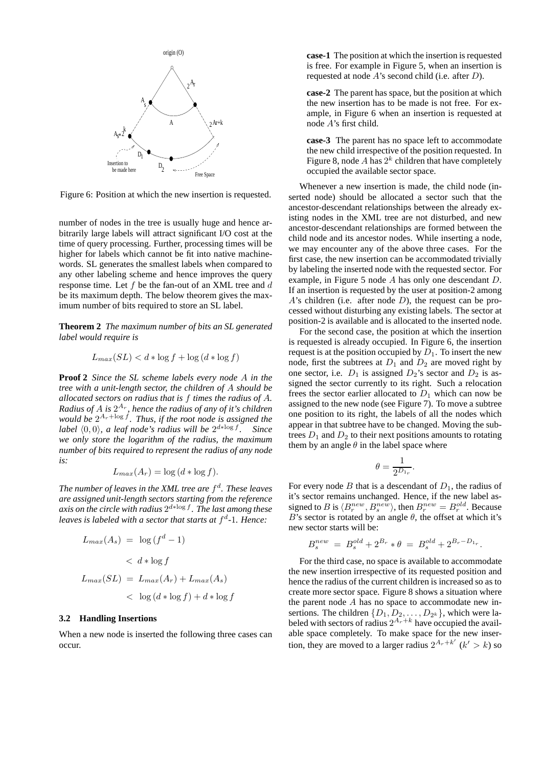Figure 6: Position at which the new insertion is requested.

number of nodes in the tree is usually huge and hence arbitrarily large labels will attract significant I/O cost at the time of query processing. Further, processing times will be higher for labels which cannot be fit into native machine-words. SL generates the smallest labels when compared to any other labeling scheme and hence improves the query response time. Let $f$ be the fan-out of an XML tree and $d$ be its maximum depth. The below theorem gives the maximum number of bits required to store an SL label.

**Theorem 2** *The maximum number of bits an SL generated label would require is*

$$L_{max}(SL) < d * \log f + \log (d * \log f)$$

**Proof 2** *Since the SL scheme labels every node $A$ in the tree with a unit-length sector, the children of $A$ should be allocated sectors on radius that is $f$ times the radius of $A$. Radius of $A$ is $2^{A_r}$, hence the radius of any of it's children would be $2^{A_r + \log f}$. Thus, if the root node is assigned the label $\langle 0, 0\rangle$, a leaf node's radius will be $2^{d * \log f}$. Since we only store the logarithm of the radius, the maximum number of bits required to represent the radius of any node is:*

$$L_{max}(A_r) = \log (d * \log f).$$

*The number of leaves in the XML tree are $f^d$. These leaves are assigned unit-length sectors starting from the reference axis on the circle with radius $2^{d * \log f}$. The last among these leaves is labeled with a sector that starts at $f^d$-1. Hence:*

$$\begin{aligned} L_{max}(A_s) &= \log (f^d - 1) \\ &< d * \log f \\ L_{max}(SL) &= L_{max}(A_r) + L_{max}(A_s) \\ &< \log (d * \log f) + d * \log f \end{aligned}$$

### 3.2 Handling Insertions

When a new node is inserted the following three cases can occur.

**case-1** The position at which the insertion is requested is free. For example in Figure 5, when an insertion is requested at node $A$'s second child (i.e. after $D$).

**case-2** The parent has space, but the position at which the new insertion has to be made is not free. For example, in Figure 6 when an insertion is requested at node $A$'s first child.

**case-3** The parent has no space left to accommodate the new child irrespective of the position requested. In Figure 8, node $A$ has $2^k$ children that have completely occupied the available sector space.

Whenever a new insertion is made, the child node (inserted node) should be allocated a sector such that the ancestor-descendant relationships between the already existing nodes in the XML tree are not disturbed, and new ancestor-descendant relationships are formed between the child node and its ancestor nodes. While inserting a node, we may encounter any of the above three cases. For the first case, the new insertion can be accommodated trivially by labeling the inserted node with the requested sector. For example, in Figure 5 node $A$ has only one descendant $D$. If an insertion is requested by the user at position-2 among $A$'s children (i.e. after node $D$), the request can be processed without disturbing any existing labels. The sector at position-2 is available and is allocated to the inserted node.

For the second case, the position at which the insertion is requested is already occupied. In Figure 6, the insertion request is at the position occupied by $D_1$. To insert the new node, first the subtrees at $D_1$ and $D_2$ are moved right by one sector, i.e. $D_1$ is assigned $D_2$'s sector and $D_2$ is assigned the sector currently to its right. Such a relocation frees the sector earlier allocated to $D_1$ which can now be assigned to the new node (see Figure 7). To move a subtree one position to its right, the labels of all the nodes which appear in that subtree have to be changed. Moving the subtrees $D_1$ and $D_2$ to their next positions amounts to rotating them by an angle $\theta$ in the label space where

$$\theta = \frac{1}{2^{D_{1_r}}}.$$

For every node $B$ that is a descendant of $D_1$, the radius of it's sector remains unchanged. Hence, if the new label assigned to $B$ is $\langle B_r^{new}, B_s^{new}\rangle$, then $B_r^{new} = B_r^{old}$. Because $B$'s sector is rotated by an angle $\theta$, the offset at which it's new sector starts will be:

$$B_s^{new} = B_s^{old} + 2^{B_r} * \theta = B_s^{old} + 2^{B_r - D_{1_r}}.$$

For the third case, no space is available to accommodate the new insertion irrespective of its requested position and hence the radius of the current children is increased so as to create more sector space. Figure 8 shows a situation where the parent node $A$ has no space to accommodate new insertions. The children $\{D_1, D_2, \ldots, D_{2^k}\}$, which were labeled with sectors of radius $2^{A_r+k}$ have occupied the available space completely. To make space for the new insertion, they are moved to a larger radius $2^{A_r+k'}$ ($k' > k$) so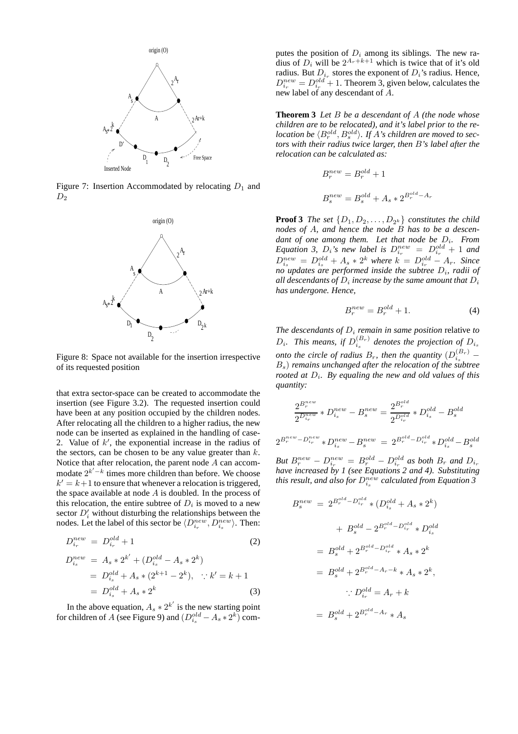Figure 7: Insertion Accommodated by relocating $D_1$ and $D_2$

Figure 8: Space not available for the insertion irrespective of its requested position

that extra sector-space can be created to accommodate the insertion (see Figure 3.2). The requested insertion could have been at any position occupied by the children nodes. After relocating all the children to a higher radius, the new node can be inserted as explained in the handling of case-2. Value of $k'$, the exponential increase in the radius of the sectors, can be chosen to be any value greater than $k$. Notice that after relocation, the parent node $A$ can accommodate $2^{k'-k}$ times more children than before. We choose $k' = k+1$ to ensure that whenever a relocation is triggered, the space available at node $A$ is doubled. In the process of this relocation, the entire subtree of $D_i$ is moved to a new sector $D'_i$ without disturbing the relationships between the nodes. Let the label of this sector be $\langle D^{new}_{i_r}, D^{new}_{i_s}\rangle$. Then:

$$D^{new}_{i_r} = D^{old}_{i_r} + 1 \quad (2)$$

$$\begin{aligned} D^{new}_{i_s} &= A_s * 2^{k'} + (D^{old}_{i_s} - A_s * 2^k) \\ &= D^{old}_{i_s} + A_s * (2^{k+1} - 2^k), \quad \because k' = k+1 \\ &= D^{old}_{i_s} + A_s * 2^k \end{aligned} \quad (3)$$

In the above equation, $A_s * 2^{k'}$ is the new starting point for children of $A$ (see Figure 9) and $(D^{old}_{i_s} - A_s * 2^k)$ computes the position of $D_i$ among its siblings. The new radius of $D_i$ will be $2^{A_r+k+1}$ which is twice that of it's old radius. But $D_{i_r}$ stores the exponent of $D_i$'s radius. Hence, $D^{new}_{i_r} = D^{old}_{i_r} + 1$. Theorem 3, given below, calculates the new label of any descendant of $A$.

**Theorem 3** *Let $B$ be a descendant of $A$ (the node whose children are to be relocated), and it's label prior to the relocation be $\langle B^{old}_r, B^{old}_s\rangle$. If $A$'s children are moved to sectors with their radius twice larger, then $B$'s label after the relocation can be calculated as:*

$$B^{new}_r = B^{old}_r + 1$$

$$B^{new}_s = B^{old}_s + A_s * 2^{B^{old}_r - A_r}$$

**Proof 3** *The set $\{D_1, D_2, \ldots, D_{2^k}\}$ constitutes the child nodes of $A$, and hence the node $B$ has to be a descendant of one among them. Let that node be $D_i$. From Equation 3, $D_i$'s new label is $D^{new}_{i_r} = D^{old}_{i_r} + 1$ and $D^{new}_{i_s} = D^{old}_{i_s} + A_s * 2^k$ where $k = D^{old}_{i_r} - A_r$. Since no updates are performed inside the subtree $D_i$, radii of all descendants of $D_i$ increase by the same amount that $D_i$ has undergone. Hence,*

$$B^{new}_r = B^{old}_r + 1. \quad (4)$$

*The descendants of $D_i$ remain in same position* relative *to $D_i$. This means, if $D^{(B_r)}_{i_s}$ denotes the projection of $D_{i_s}$ onto the circle of radius $B_r$, then the quantity $(D^{(B_r)}_{i_s} - B_s)$ remains unchanged after the relocation of the subtree rooted at $D_i$. By equaling the new and old values of this quantity:*

$$\frac{2^{B^{new}_r}}{2^{D^{new}_{i_r}}} * D^{new}_{i_s} - B^{new}_s = \frac{2^{B^{old}_r}}{2^{D^{old}_{i_r}}} * D^{old}_{i_s} - B^{old}_s$$

$$2^{B^{new}_r - D^{new}_{i_r}} * D^{new}_{i_s} - B^{new}_s = 2^{B^{old}_r - D^{old}_{i_r}} * D^{old}_{i_s} - B^{old}_s$$

*But $B^{new}_r - D^{new}_{i_r} = B^{old}_r - D^{old}_{i_r}$ as both $B_r$ and $D_{i_r}$ have increased by 1 (see Equations 2 and 4). Substituting this result, and also for $D^{new}_{i_s}$ calculated from Equation 3*

$$\begin{aligned} B^{new}_s &= 2^{B^{old}_r - D^{old}_{i_r}} * (D^{old}_{i_s} + A_s * 2^k) \\ &\quad + B^{old}_s - 2^{B^{old}_r - D^{old}_{i_r}} * D^{old}_{i_s} \\ &= B^{old}_s + 2^{B^{old}_r - D^{old}_{i_r}} * A_s * 2^k \\ &= B^{old}_s + 2^{B^{old}_r - A_r - k} * A_s * 2^k, \\ &\qquad \because D^{old}_{i_r} = A_r + k \\ &= B^{old}_s + 2^{B^{old}_r - A_r} * A_s \end{aligned}$$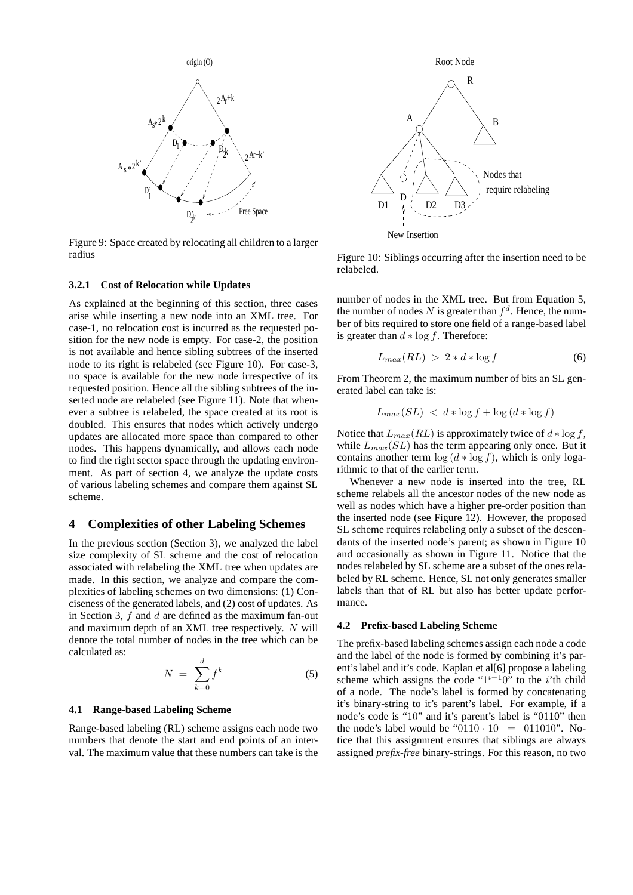Figure 9: Space created by relocating all children to a larger radius

Figure 10: Siblings occurring after the insertion need to be relabeled.

#### 3.2.1 Cost of Relocation while Updates

As explained at the beginning of this section, three cases arise while inserting a new node into an XML tree. For case-1, no relocation cost is incurred as the requested position for the new node is empty. For case-2, the position is not available and hence sibling subtrees of the inserted node to its right is relabeled (see Figure 10). For case-3, no space is available for the new node irrespective of its requested position. Hence all the sibling subtrees of the inserted node are relabeled (see Figure 11). Note that whenever a subtree is relabeled, the space created at its root is doubled. This ensures that nodes which actively undergo updates are allocated more space than compared to other nodes. This happens dynamically, and allows each node to find the right sector space through the updating environment. As part of section 4, we analyze the update costs of various labeling schemes and compare them against SL scheme.

## 4 Complexities of other Labeling Schemes

In the previous section (Section 3), we analyzed the label size complexity of SL scheme and the cost of relocation associated with relabeling the XML tree when updates are made. In this section, we analyze and compare the complexities of labeling schemes on two dimensions: (1) Conciseness of the generated labels, and (2) cost of updates. As in Section 3, $f$ and $d$ are defined as the maximum fan-out and maximum depth of an XML tree respectively. $N$ will denote the total number of nodes in the tree which can be calculated as:

$$N = \sum_{k=0}^{d} f^k \qquad (5)$$

### 4.1 Range-based Labeling Scheme

Range-based labeling (RL) scheme assigns each node two numbers that denote the start and end points of an interval. The maximum value that these numbers can take is the number of nodes in the XML tree. But from Equation 5, the number of nodes $N$ is greater than $f^d$. Hence, the number of bits required to store one field of a range-based label is greater than $d * \log f$. Therefore:

$$L_{max}(RL) > 2 * d * \log f \qquad (6)$$

From Theorem 2, the maximum number of bits an SL generated label can take is:

$$L_{max}(SL) < d * \log f + \log(d * \log f)$$

Notice that $L_{max}(RL)$ is approximately twice of $d * \log f$, while $L_{max}(SL)$ has the term appearing only once. But it contains another term $\log(d * \log f)$, which is only logarithmic to that of the earlier term.

Whenever a new node is inserted into the tree, RL scheme relabels all the ancestor nodes of the new node as well as nodes which have a higher pre-order position than the inserted node (see Figure 12). However, the proposed SL scheme requires relabeling only a subset of the descendants of the inserted node's parent; as shown in Figure 10 and occasionally as shown in Figure 11. Notice that the nodes relabeled by SL scheme are a subset of the ones relabeled by RL scheme. Hence, SL not only generates smaller labels than that of RL but also has better update performance.

### 4.2 Prefix-based Labeling Scheme

The prefix-based labeling schemes assign each node a code and the label of the node is formed by combining it's parent's label and it's code. Kaplan et al[6] propose a labeling scheme which assigns the code "$1^{i-1}0$" to the $i$'th child of a node. The node's label is formed by concatenating it's binary-string to it's parent's label. For example, if a node's code is "10" and it's parent's label is "0110" then the node's label would be "$0110 \cdot 10 = 011010$". Notice that this assignment ensures that siblings are always assigned *prefix-free* binary-strings. For this reason, no two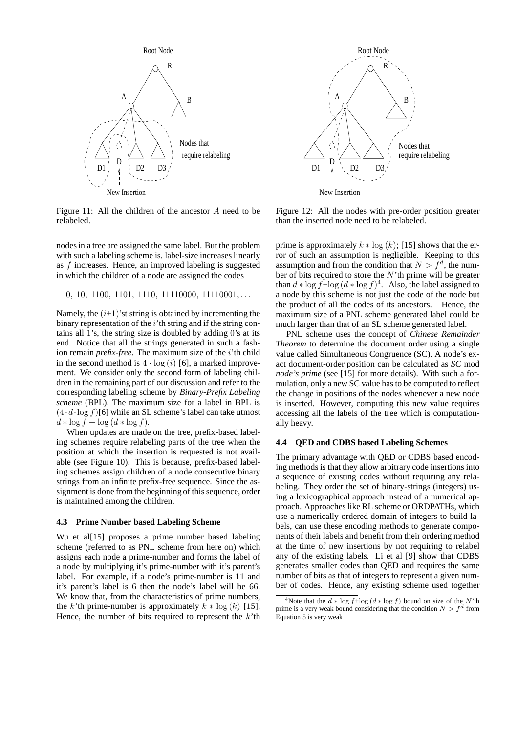Figure 11: All the children of the ancestor $A$ need to be relabeled.

Figure 12: All the nodes with pre-order position greater than the inserted node need to be relabeled.

nodes in a tree are assigned the same label. But the problem with such a labeling scheme is, label-size increases linearly as $f$ increases. Hence, an improved labeling is suggested in which the children of a node are assigned the codes

$$0,\ 10,\ 1100,\ 1101,\ 1110,\ 11110000,\ 11110001, \ldots$$

Namely, the $(i+1)$'st string is obtained by incrementing the binary representation of the $i$'th string and if the string contains all 1's, the string size is doubled by adding 0's at its end. Notice that all the strings generated in such a fashion remain *prefix-free*. The maximum size of the $i$'th child in the second method is $4 \cdot \log(i)$ [6], a marked improvement. We consider only the second form of labeling children in the remaining part of our discussion and refer to the corresponding labeling scheme by *Binary-Prefix Labeling scheme* (BPL). The maximum size for a label in BPL is $(4 \cdot d \cdot \log f)$[6] while an SL scheme's label can take utmost $d * \log f + \log(d * \log f)$.

When updates are made on the tree, prefix-based labeling schemes require relabeling parts of the tree when the position at which the insertion is requested is not available (see Figure 10). This is because, prefix-based labeling schemes assign children of a node consecutive binary strings from an infinite prefix-free sequence. Since the assignment is done from the beginning of this sequence, order is maintained among the children.

### 4.3 Prime Number based Labeling Scheme

Wu et al[15] proposes a prime number based labeling scheme (referred to as PNL scheme from here on) which assigns each node a prime-number and forms the label of a node by multiplying it's prime-number with it's parent's label. For example, if a node's prime-number is 11 and it's parent's label is 6 then the node's label will be 66. We know that, from the characteristics of prime numbers, the $k$'th prime-number is approximately $k * \log(k)$ [15]. Hence, the number of bits required to represent the $k$'th prime is approximately $k * \log(k)$; [15] shows that the error of such an assumption is negligible. Keeping to this assumption and from the condition that $N > f^d$, the number of bits required to store the $N$'th prime will be greater than $d * \log f + \log(d * \log f)$[4]. Also, the label assigned to a node by this scheme is not just the code of the node but the product of all the codes of its ancestors. Hence, the maximum size of a PNL scheme generated label could be much larger than that of an SL scheme generated label.

PNL scheme uses the concept of *Chinese Remainder Theorem* to determine the document order using a single value called Simultaneous Congruence (SC). A node's exact document-order position can be calculated as *SC* mod *node's prime* (see [15] for more details). With such a formulation, only a new SC value has to be computed to reflect the change in positions of the nodes whenever a new node is inserted. However, computing this new value requires accessing all the labels of the tree which is computationally heavy.

### 4.4 QED and CDBS based Labeling Schemes

The primary advantage with QED or CDBS based encoding methods is that they allow arbitrary code insertions into a sequence of existing codes without requiring any relabeling. They order the set of binary-strings (integers) using a lexicographical approach instead of a numerical approach. Approaches like RL scheme or ORDPATHs, which use a numerically ordered domain of integers to build labels, can use these encoding methods to generate components of their labels and benefit from their ordering method at the time of new insertions by not requiring to relabel any of the existing labels. Li et al [9] show that CDBS generates smaller codes than QED and requires the same number of bits as that of integers to represent a given number of codes. Hence, any existing scheme used together

[4] Note that the $d * \log f + \log(d * \log f)$ bound on size of the $N$'th prime is a very weak bound considering that the condition $N > f^d$ from Equation 5 is very weak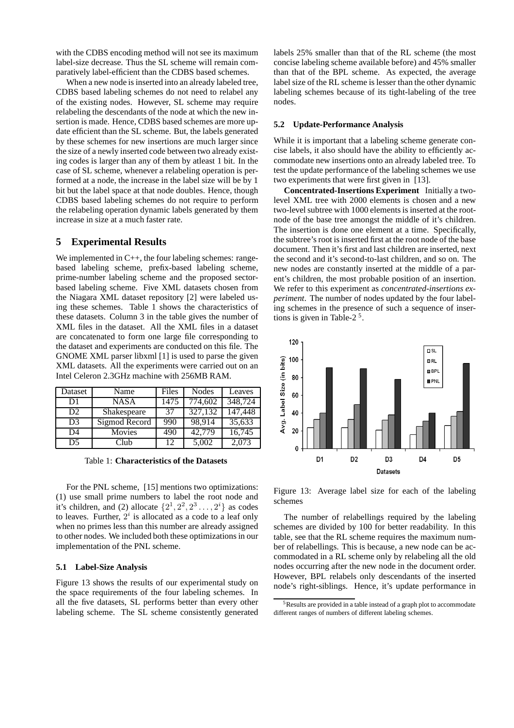with the CDBS encoding method will not see its maximum label-size decrease. Thus the SL scheme will remain comparatively label-efficient than the CDBS based schemes.

When a new node is inserted into an already labeled tree, CDBS based labeling schemes do not need to relabel any of the existing nodes. However, SL scheme may require relabeling the descendants of the node at which the new insertion is made. Hence, CDBS based schemes are more update efficient than the SL scheme. But, the labels generated by these schemes for new insertions are much larger since the size of a newly inserted code between two already existing codes is larger than any of them by atleast 1 bit. In the case of SL scheme, whenever a relabeling operation is performed at a node, the increase in the label size will be by 1 bit but the label space at that node doubles. Hence, though CDBS based labeling schemes do not require to perform the relabeling operation dynamic labels generated by them increase in size at a much faster rate.

## 5 Experimental Results

We implemented in C++, the four labeling schemes: range-based labeling scheme, prefix-based labeling scheme, prime-number labeling scheme and the proposed sector-based labeling scheme. Five XML datasets chosen from the Niagara XML dataset repository [2] were labeled using these schemes. Table 1 shows the characteristics of these datasets. Column 3 in the table gives the number of XML files in the dataset. All the XML files in a dataset are concatenated to form one large file corresponding to the dataset and experiments are conducted on this file. The GNOME XML parser libxml [1] is used to parse the given XML datasets. All the experiments were carried out on an Intel Celeron 2.3GHz machine with 256MB RAM.

| Dataset | Name | Files | Nodes | Leaves |
|---|---|---|---|---|
| D1 | NASA | 1475 | 774,602 | 348,724 |
| D2 | Shakespeare | 37 | 327,132 | 147,448 |
| D3 | Sigmod Record | 990 | 98,914 | 35,633 |
| D4 | Movies | 490 | 42,779 | 16,745 |
| D5 | Club | 12 | 5,002 | 2,073 |

Table 1: **Characteristics of the Datasets**

For the PNL scheme, [15] mentions two optimizations: (1) use small prime numbers to label the root node and it's children, and (2) allocate $\{2^1, 2^2, 2^3 \ldots, 2^i\}$ as codes to leaves. Further, $2^i$ is allocated as a code to a leaf only when no primes less than this number are already assigned to other nodes. We included both these optimizations in our implementation of the PNL scheme.

### 5.1 Label-Size Analysis

Figure 13 shows the results of our experimental study on the space requirements of the four labeling schemes. In all the five datasets, SL performs better than every other labeling scheme. The SL scheme consistently generated labels 25% smaller than that of the RL scheme (the most concise labeling scheme available before) and 45% smaller than that of the BPL scheme. As expected, the average label size of the RL scheme is lesser than the other dynamic labeling schemes because of its tight-labeling of the tree nodes.

### 5.2 Update-Performance Analysis

While it is important that a labeling scheme generate concise labels, it also should have the ability to efficiently accommodate new insertions onto an already labeled tree. To test the update performance of the labeling schemes we use two experiments that were first given in [13].

**Concentrated-Insertions Experiment** Initially a two-level XML tree with 2000 elements is chosen and a new two-level subtree with 1000 elements is inserted at the root-node of the base tree amongst the middle of it's children. The insertion is done one element at a time. Specifically, the subtree's root is inserted first at the root node of the base document. Then it's first and last children are inserted, next the second and it's second-to-last children, and so on. The new nodes are constantly inserted at the middle of a parent's children, the most probable position of an insertion. We refer to this experiment as *concentrated-insertions experiment*. The number of nodes updated by the four labeling schemes in the presence of such a sequence of insertions is given in Table-2 [5].

Figure 13: Average label size for each of the labeling schemes

The number of relabellings required by the labeling schemes are divided by 100 for better readability. In this table, see that the RL scheme requires the maximum number of relabellings. This is because, a new node can be accommodated in a RL scheme only by relabeling all the old nodes occurring after the new node in the document order. However, BPL relabels only descendants of the inserted node's right-siblings. Hence, it's update performance in

[5] Results are provided in a table instead of a graph plot to accommodate different ranges of numbers of different labeling schemes.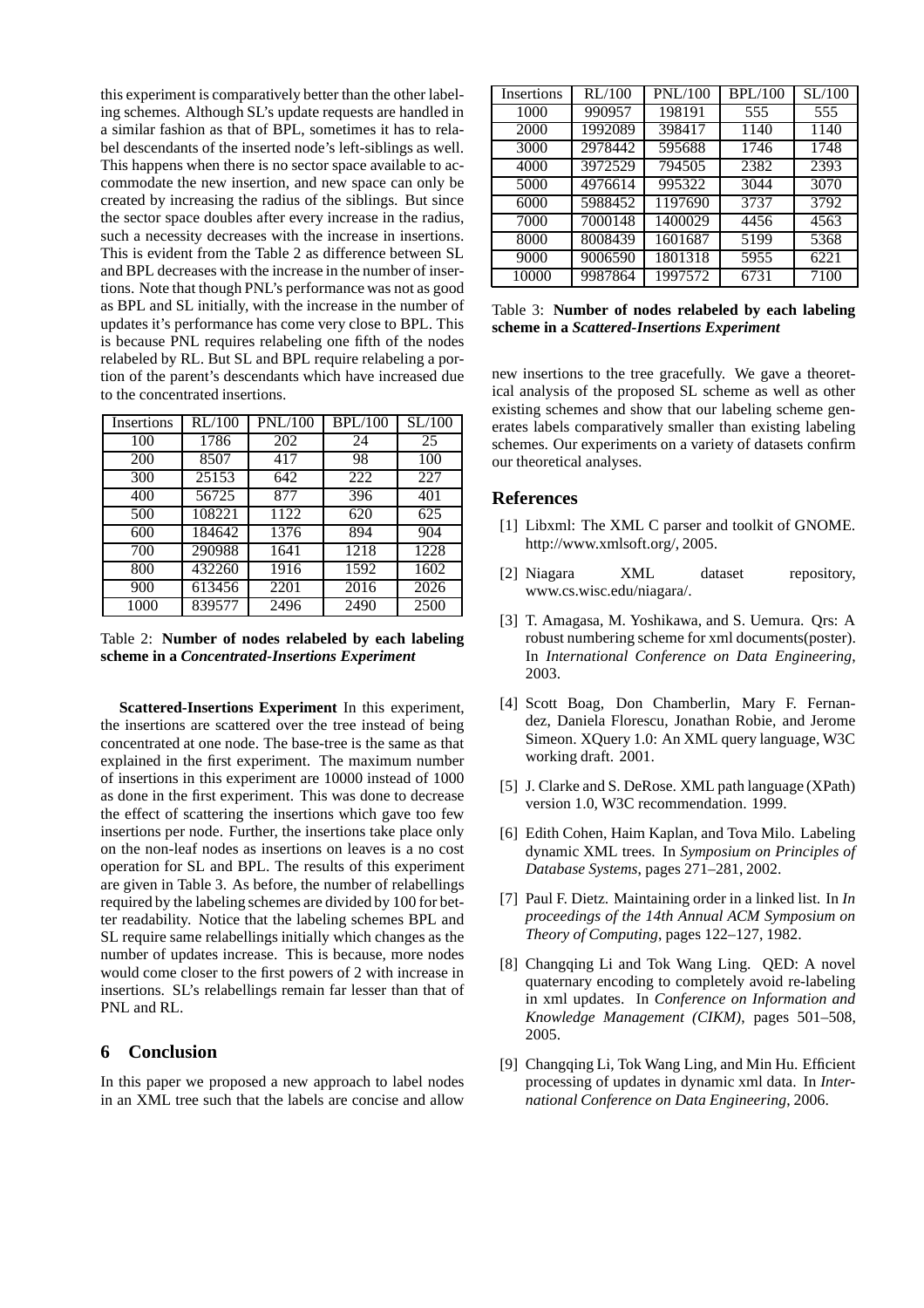this experiment is comparatively better than the other labeling schemes. Although SL's update requests are handled in a similar fashion as that of BPL, sometimes it has to relabel descendants of the inserted node's left-siblings as well. This happens when there is no sector space available to accommodate the new insertion, and new space can only be created by increasing the radius of the siblings. But since the sector space doubles after every increase in the radius, such a necessity decreases with the increase in insertions. This is evident from the Table 2 as difference between SL and BPL decreases with the increase in the number of insertions. Note that though PNL's performance was not as good as BPL and SL initially, with the increase in the number of updates it's performance has come very close to BPL. This is because PNL requires relabeling one fifth of the nodes relabeled by RL. But SL and BPL require relabeling a portion of the parent's descendants which have increased due to the concentrated insertions.

| Insertions | RL/100 | PNL/100 | BPL/100 | SL/100 |
|---|---|---|---|---|
| 100 | 1786 | 202 | 24 | 25 |
| 200 | 8507 | 417 | 98 | 100 |
| 300 | 25153 | 642 | 222 | 227 |
| 400 | 56725 | 877 | 396 | 401 |
| 500 | 108221 | 1122 | 620 | 625 |
| 600 | 184642 | 1376 | 894 | 904 |
| 700 | 290988 | 1641 | 1218 | 1228 |
| 800 | 432260 | 1916 | 1592 | 1602 |
| 900 | 613456 | 2201 | 2016 | 2026 |
| 1000 | 839577 | 2496 | 2490 | 2500 |

Table 2: **Number of nodes relabeled by each labeling scheme in a *Concentrated-Insertions Experiment***

**Scattered-Insertions Experiment** In this experiment, the insertions are scattered over the tree instead of being concentrated at one node. The base-tree is the same as that explained in the first experiment. The maximum number of insertions in this experiment are 10000 instead of 1000 as done in the first experiment. This was done to decrease the effect of scattering the insertions which gave too few insertions per node. Further, the insertions take place only on the non-leaf nodes as insertions on leaves is a no cost operation for SL and BPL. The results of this experiment are given in Table 3. As before, the number of relabellings required by the labeling schemes are divided by 100 for better readability. Notice that the labeling schemes BPL and SL require same relabellings initially which changes as the number of updates increase. This is because, more nodes would come closer to the first powers of 2 with increase in insertions. SL's relabellings remain far lesser than that of PNL and RL.

## 6 Conclusion

In this paper we proposed a new approach to label nodes in an XML tree such that the labels are concise and allow

| Insertions | RL/100 | PNL/100 | BPL/100 | SL/100 |
|---|---|---|---|---|
| 1000 | 990957 | 198191 | 555 | 555 |
| 2000 | 1992089 | 398417 | 1140 | 1140 |
| 3000 | 2978442 | 595688 | 1746 | 1748 |
| 4000 | 3972529 | 794505 | 2382 | 2393 |
| 5000 | 4976614 | 995322 | 3044 | 3070 |
| 6000 | 5988452 | 1197690 | 3737 | 3792 |
| 7000 | 7000148 | 1400029 | 4456 | 4563 |
| 8000 | 8008439 | 1601687 | 5199 | 5368 |
| 9000 | 9006590 | 1801318 | 5955 | 6221 |
| 10000 | 9987864 | 1997572 | 6731 | 7100 |

Table 3: **Number of nodes relabeled by each labeling scheme in a *Scattered-Insertions Experiment***

new insertions to the tree gracefully. We gave a theoretical analysis of the proposed SL scheme as well as other existing schemes and show that our labeling scheme generates labels comparatively smaller than existing labeling schemes. Our experiments on a variety of datasets confirm our theoretical analyses.

## References

[1] Libxml: The XML C parser and toolkit of GNOME. http://www.xmlsoft.org/, 2005.

[2] Niagara XML dataset repository, www.cs.wisc.edu/niagara/.

[3] T. Amagasa, M. Yoshikawa, and S. Uemura. Qrs: A robust numbering scheme for xml documents(poster). In *International Conference on Data Engineering*, 2003.

[4] Scott Boag, Don Chamberlin, Mary F. Fernandez, Daniela Florescu, Jonathan Robie, and Jerome Simeon. XQuery 1.0: An XML query language, W3C working draft. 2001.

[5] J. Clarke and S. DeRose. XML path language (XPath) version 1.0, W3C recommendation. 1999.

[6] Edith Cohen, Haim Kaplan, and Tova Milo. Labeling dynamic XML trees. In *Symposium on Principles of Database Systems*, pages 271–281, 2002.

[7] Paul F. Dietz. Maintaining order in a linked list. In *In proceedings of the 14th Annual ACM Symposium on Theory of Computing*, pages 122–127, 1982.

[8] Changqing Li and Tok Wang Ling. QED: A novel quaternary encoding to completely avoid re-labeling in xml updates. In *Conference on Information and Knowledge Management (CIKM)*, pages 501–508, 2005.

[9] Changqing Li, Tok Wang Ling, and Min Hu. Efficient processing of updates in dynamic xml data. In *International Conference on Data Engineering*, 2006.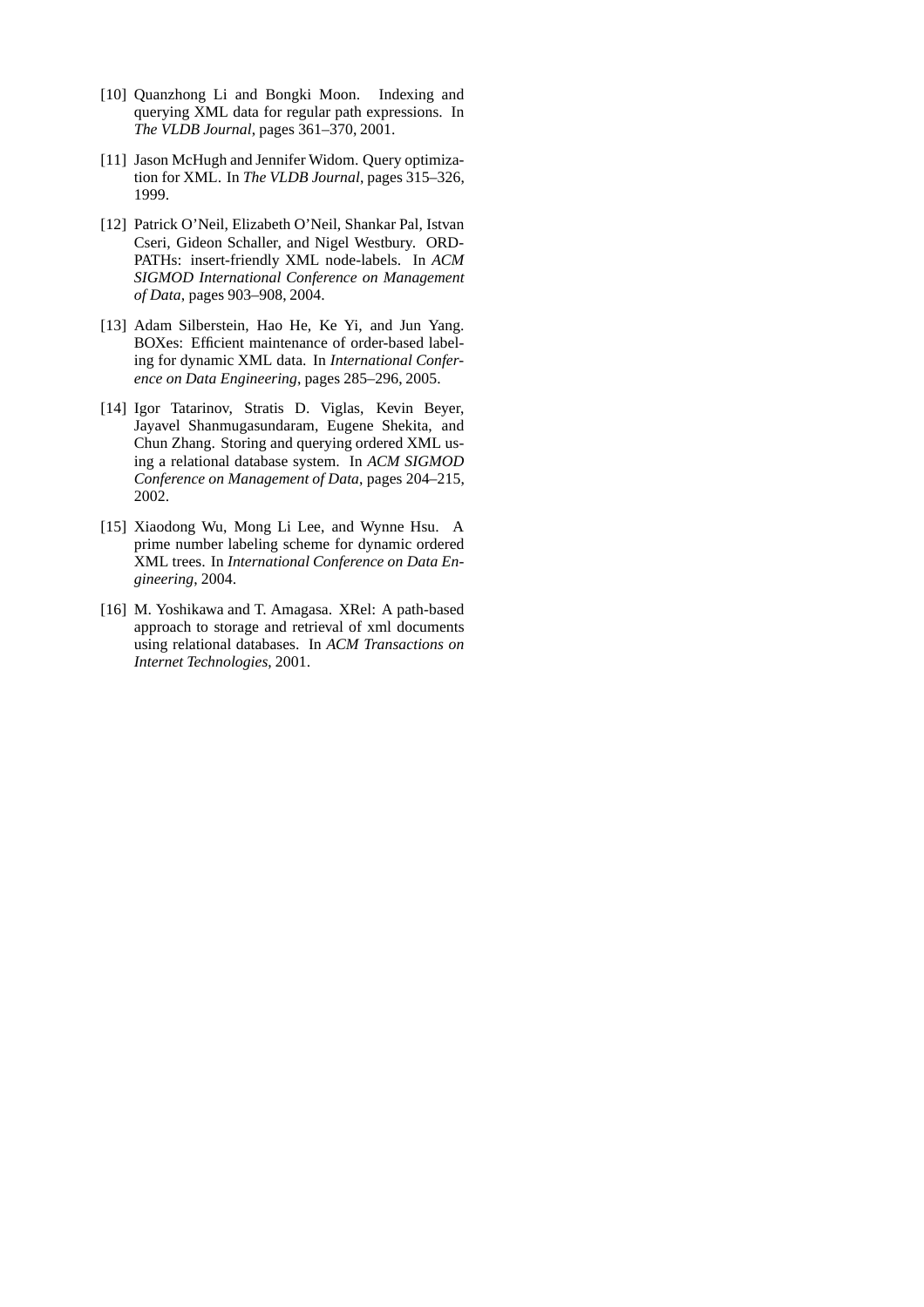[10] Quanzhong Li and Bongki Moon. Indexing and querying XML data for regular path expressions. In *The VLDB Journal*, pages 361–370, 2001.

[11] Jason McHugh and Jennifer Widom. Query optimization for XML. In *The VLDB Journal*, pages 315–326, 1999.

[12] Patrick O'Neil, Elizabeth O'Neil, Shankar Pal, Istvan Cseri, Gideon Schaller, and Nigel Westbury. ORDPATHs: insert-friendly XML node-labels. In *ACM SIGMOD International Conference on Management of Data*, pages 903–908, 2004.

[13] Adam Silberstein, Hao He, Ke Yi, and Jun Yang. BOXes: Efficient maintenance of order-based labeling for dynamic XML data. In *International Conference on Data Engineering*, pages 285–296, 2005.

[14] Igor Tatarinov, Stratis D. Viglas, Kevin Beyer, Jayavel Shanmugasundaram, Eugene Shekita, and Chun Zhang. Storing and querying ordered XML using a relational database system. In *ACM SIGMOD Conference on Management of Data*, pages 204–215, 2002.

[15] Xiaodong Wu, Mong Li Lee, and Wynne Hsu. A prime number labeling scheme for dynamic ordered XML trees. In *International Conference on Data Engineering*, 2004.

[16] M. Yoshikawa and T. Amagasa. XRel: A path-based approach to storage and retrieval of xml documents using relational databases. In *ACM Transactions on Internet Technologies*, 2001.